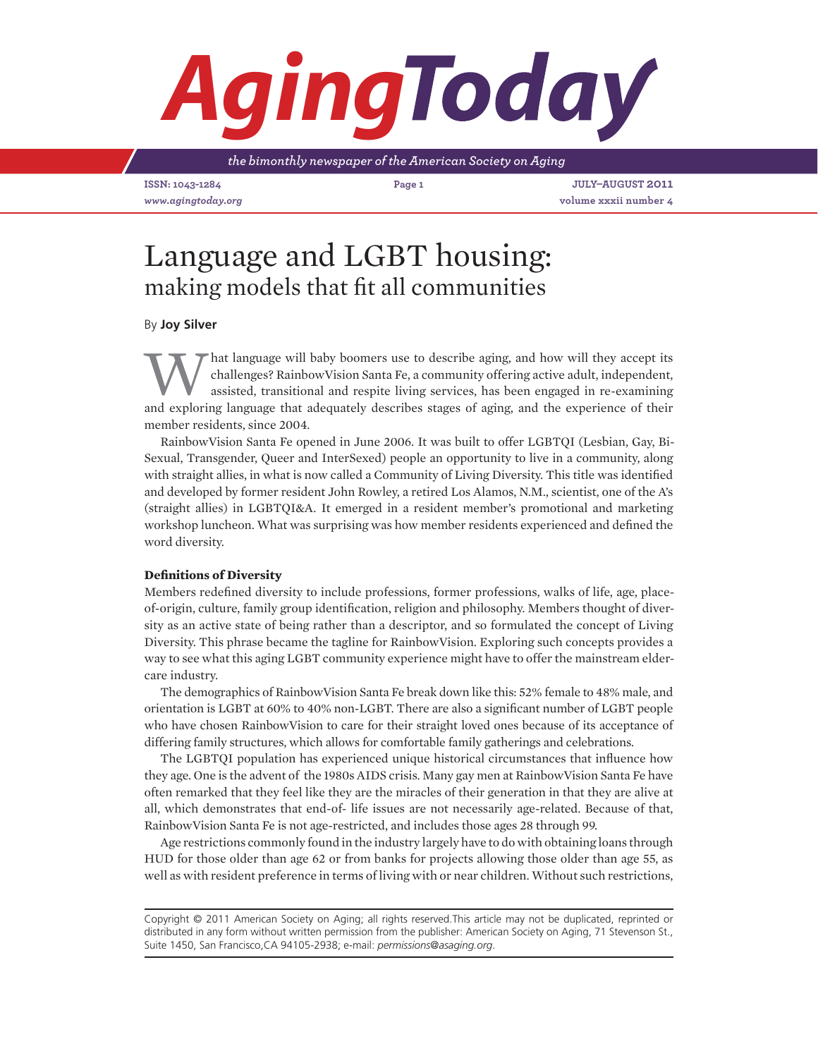# Language and LGBT housing: making models that fit all communities

By **Joy Silver**

What language will baby boomers use to describe aging, and how will they accept its challenges? RainbowVision Santa Fe, a community offering active adult, independent, assisted, transitional and respite living services, has been engaged in re-examining and exploring language that adequately describes stages of aging, and the experience of their member residents, since 2004.

RainbowVision Santa Fe opened in June 2006. It was built to offer LGBTQI (Lesbian, Gay, Bi-Sexual, Transgender, Queer and InterSexed) people an opportunity to live in a community, along with straight allies, in what is now called a Community of Living Diversity. This title was identified and developed by former resident John Rowley, a retired Los Alamos, N.M., scientist, one of the A's (straight allies) in LGBTQI&A. It emerged in a resident member's promotional and marketing workshop luncheon. What was surprising was how member residents experienced and defined the word diversity.

**Definitions of Diversity**

Members redefined diversity to include professions, former professions, walks of life, age, place-of-origin, culture, family group identification, religion and philosophy. Members thought of diversity as an active state of being rather than a descriptor, and so formulated the concept of Living Diversity. This phrase became the tagline for RainbowVision. Exploring such concepts provides a way to see what this aging LGBT community experience might have to offer the mainstream elder-care industry.

The demographics of RainbowVision Santa Fe break down like this: 52% female to 48% male, and orientation is LGBT at 60% to 40% non-LGBT. There are also a significant number of LGBT people who have chosen RainbowVision to care for their straight loved ones because of its acceptance of differing family structures, which allows for comfortable family gatherings and celebrations.

The LGBTQI population has experienced unique historical circumstances that influence how they age. One is the advent of the 1980s AIDS crisis. Many gay men at RainbowVision Santa Fe have often remarked that they feel like they are the miracles of their generation in that they are alive at all, which demonstrates that end-of- life issues are not necessarily age-related. Because of that, RainbowVision Santa Fe is not age-restricted, and includes those ages 28 through 99.

Age restrictions commonly found in the industry largely have to do with obtaining loans through HUD for those older than age 62 or from banks for projects allowing those older than age 55, as well as with resident preference in terms of living with or near children. Without such restrictions,

Copyright © 2011 American Society on Aging; all rights reserved.This article may not be duplicated, reprinted or distributed in any form without written permission from the publisher: American Society on Aging, 71 Stevenson St., Suite 1450, San Francisco,CA 94105-2938; e-mail: *permissions@asaging.org*.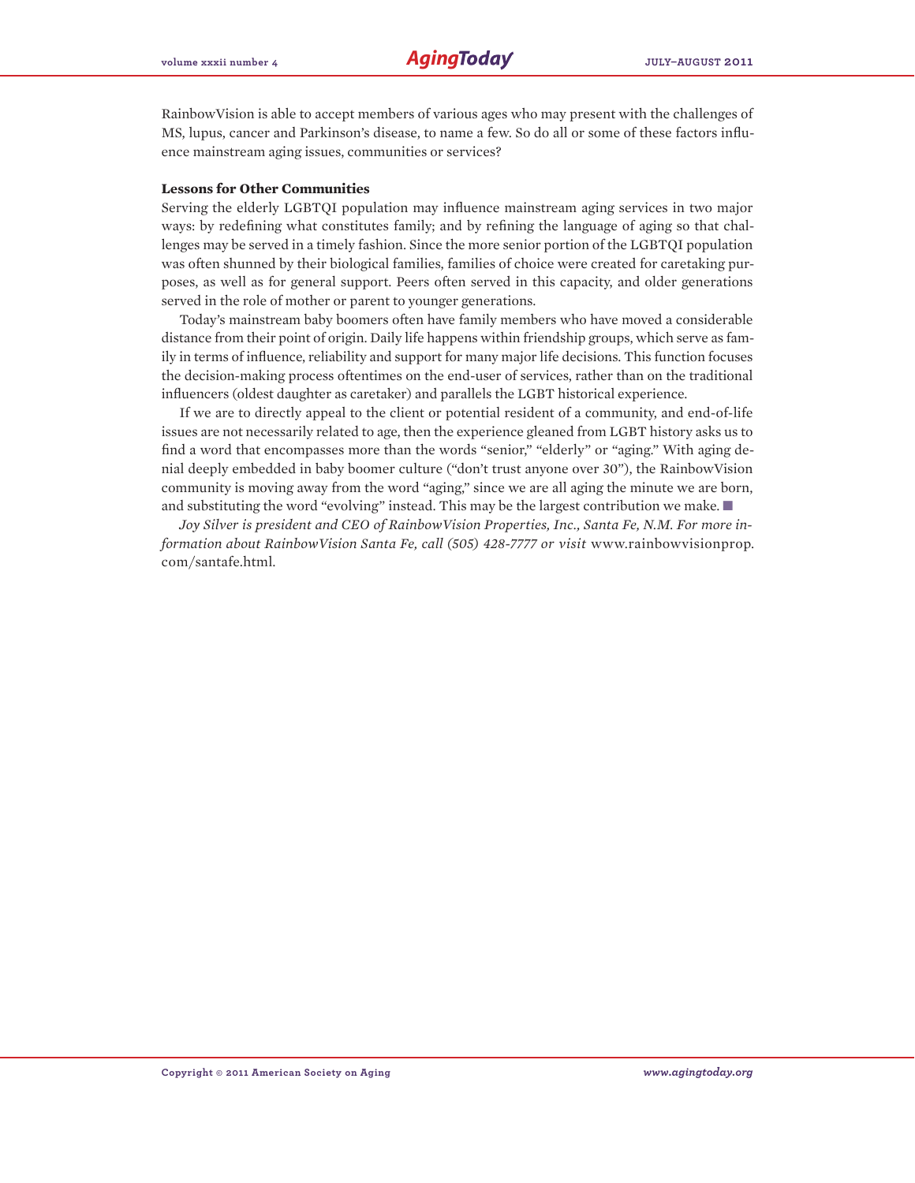RainbowVision is able to accept members of various ages who may present with the challenges of MS, lupus, cancer and Parkinson's disease, to name a few. So do all or some of these factors influence mainstream aging issues, communities or services?

**Lessons for Other Communities**

Serving the elderly LGBTQI population may influence mainstream aging services in two major ways: by redefining what constitutes family; and by refining the language of aging so that challenges may be served in a timely fashion. Since the more senior portion of the LGBTQI population was often shunned by their biological families, families of choice were created for caretaking purposes, as well as for general support. Peers often served in this capacity, and older generations served in the role of mother or parent to younger generations.

Today's mainstream baby boomers often have family members who have moved a considerable distance from their point of origin. Daily life happens within friendship groups, which serve as family in terms of influence, reliability and support for many major life decisions. This function focuses the decision-making process oftentimes on the end-user of services, rather than on the traditional influencers (oldest daughter as caretaker) and parallels the LGBT historical experience.

If we are to directly appeal to the client or potential resident of a community, and end-of-life issues are not necessarily related to age, then the experience gleaned from LGBT history asks us to find a word that encompasses more than the words "senior," "elderly" or "aging." With aging denial deeply embedded in baby boomer culture ("don't trust anyone over 30"), the RainbowVision community is moving away from the word "aging," since we are all aging the minute we are born, and substituting the word "evolving" instead. This may be the largest contribution we make. ■

*Joy Silver is president and CEO of RainbowVision Properties, Inc., Santa Fe, N.M. For more information about RainbowVision Santa Fe, call (505) 428-7777 or visit* www.rainbowvisionprop.com/santafe.html.